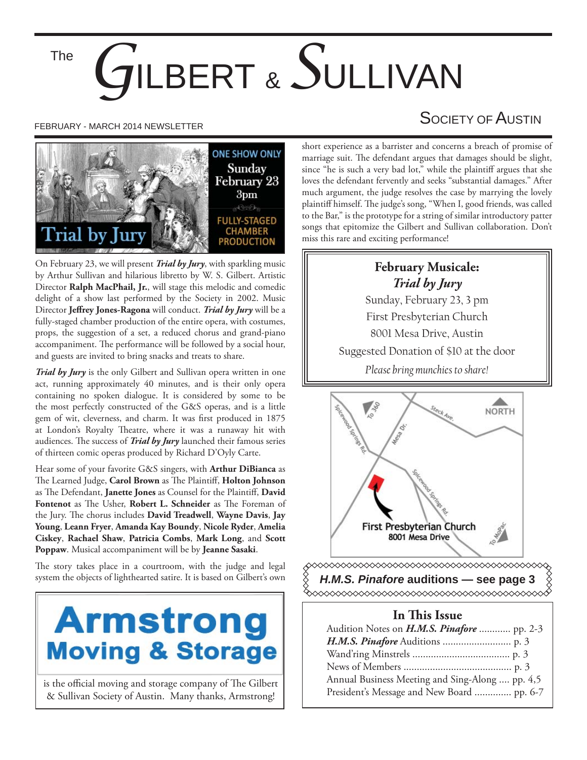# The GILBERT & SULLIVAN SOCIETY OF AUSTIN

FEBRUARY - MARCH 2014 NEWSLETTER

ONE SHOW ONLY
Sunday February 23 3pm
FULLY-STAGED CHAMBER PRODUCTION
Trial by Jury

On February 23, we will present ***Trial by Jury***, with sparkling music by Arthur Sullivan and hilarious libretto by W. S. Gilbert. Artistic Director **Ralph MacPhail, Jr.**, will stage this melodic and comedic delight of a show last performed by the Society in 2002. Music Director **Jeffrey Jones-Ragona** will conduct. ***Trial by Jury*** will be a fully-staged chamber production of the entire opera, with costumes, props, the suggestion of a set, a reduced chorus and grand-piano accompaniment. The performance will be followed by a social hour, and guests are invited to bring snacks and treats to share.

***Trial by Jury*** is the only Gilbert and Sullivan opera written in one act, running approximately 40 minutes, and is their only opera containing no spoken dialogue. It is considered by some to be the most perfectly constructed of the G&S operas, and is a little gem of wit, cleverness, and charm. It was first produced in 1875 at London's Royalty Theatre, where it was a runaway hit with audiences. The success of ***Trial by Jury*** launched their famous series of thirteen comic operas produced by Richard D'Oyly Carte.

Hear some of your favorite G&S singers, with **Arthur DiBianca** as The Learned Judge, **Carol Brown** as The Plaintiff, **Holton Johnson** as The Defendant, **Janette Jones** as Counsel for the Plaintiff, **David Fontenot** as The Usher, **Robert L. Schneider** as The Foreman of the Jury. The chorus includes **David Treadwell**, **Wayne Davis**, **Jay Young**, **Leann Fryer**, **Amanda Kay Boundy**, **Nicole Ryder**, **Amelia Ciskey**, **Rachael Shaw**, **Patricia Combs**, **Mark Long**, and **Scott Poppaw**. Musical accompaniment will be by **Jeanne Sasaki**.

The story takes place in a courtroom, with the judge and legal system the objects of lighthearted satire. It is based on Gilbert's own short experience as a barrister and concerns a breach of promise of marriage suit. The defendant argues that damages should be slight, since "he is such a very bad lot," while the plaintiff argues that she loves the defendant fervently and seeks "substantial damages." After much argument, the judge resolves the case by marrying the lovely plaintiff himself. The judge's song, "When I, good friends, was called to the Bar," is the prototype for a string of similar introductory patter songs that epitomize the Gilbert and Sullivan collaboration. Don't miss this rare and exciting performance!

**Armstrong Moving & Storage**

is the official moving and storage company of The Gilbert & Sullivan Society of Austin. Many thanks, Armstrong!

---

### February Musical: *Trial by Jury*

Sunday, February 23, 3 pm
First Presbyterian Church
8001 Mesa Drive, Austin
Suggested Donation of $10 at the door
*Please bring munchies to share!*

---

Spicewood Springs Rd. · To 360 · Mesa Dr. · Steck Ave. · NORTH · Spicewood Springs Rd. · To MoPac
**First Presbyterian Church**
**8001 Mesa Drive**

---

***H.M.S. Pinafore* auditions — see page 3**

---

### In This Issue

- Audition Notes on ***H.M.S. Pinafore*** ............ pp. 2-3
- ***H.M.S. Pinafore*** Auditions .......................... p. 3
- Wand'ring Minstrels ..................................... p. 3
- News of Members ......................................... p. 3
- Annual Business Meeting and Sing-Along .... pp. 4,5
- President's Message and New Board ............. pp. 6-7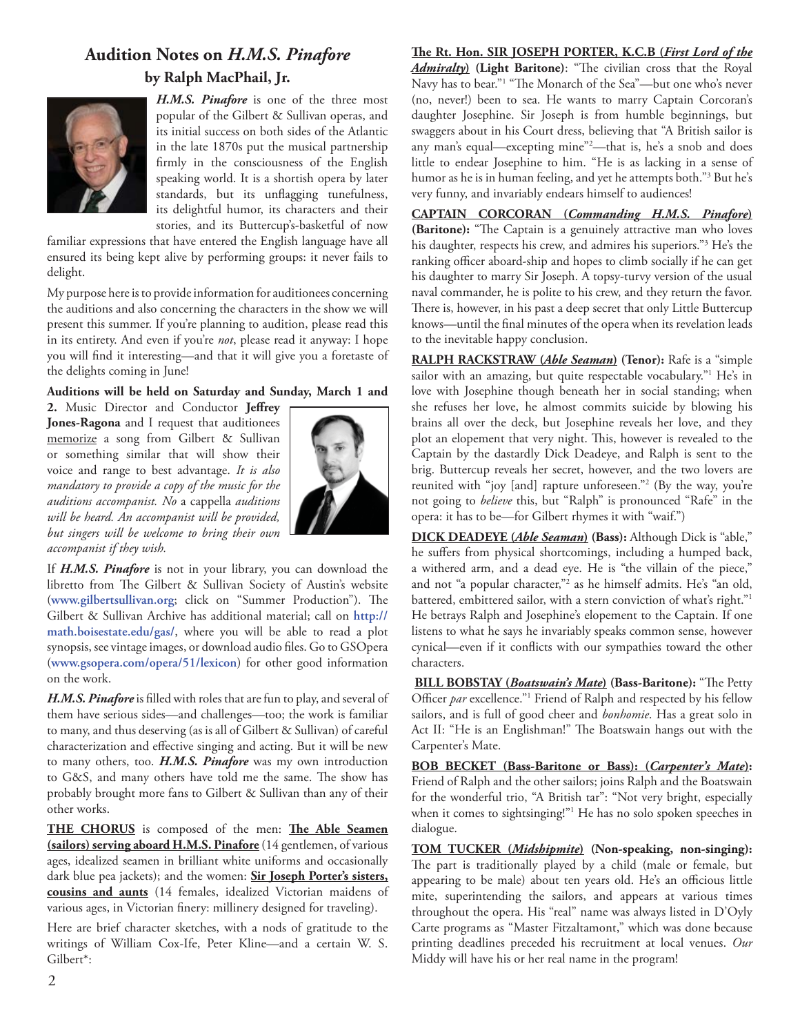## Audition Notes on *H.M.S. Pinafore*

### by Ralph MacPhail, Jr.

***H.M.S. Pinafore*** is one of the three most popular of the Gilbert & Sullivan operas, and its initial success on both sides of the Atlantic in the late 1870s put the musical partnership firmly in the consciousness of the English speaking world. It is a shortish opera by later standards, but its unflagging tunefulness, its delightful humor, its characters and their stories, and its Buttercup's-basketful of now familiar expressions that have entered the English language have all ensured its being kept alive by performing groups: it never fails to delight.

My purpose here is to provide information for auditionees concerning the auditions and also concerning the characters in the show we will present this summer. If you're planning to audition, please read this in its entirety. And even if you're *not*, please read it anyway: I hope you will find it interesting—and that it will give you a foretaste of the delights coming in June!

**Auditions will be held on Saturday and Sunday, March 1 and 2.** Music Director and Conductor **Jeffrey Jones-Ragona** and I request that auditionees memorize a song from Gilbert & Sullivan or something similar that will show their voice and range to best advantage. *It is also mandatory to provide a copy of the music for the auditions accompanist. No* a cappella *auditions will be heard. An accompanist will be provided, but singers will be welcome to bring their own accompanist if they wish.*

If ***H.M.S. Pinafore*** is not in your library, you can download the libretto from The Gilbert & Sullivan Society of Austin's website (**www.gilbertsullivan.org**; click on "Summer Production"). The Gilbert & Sullivan Archive has additional material; call on **http://math.boisestate.edu/gas/**, where you will be able to read a plot synopsis, see vintage images, or download audio files. Go to GSOpera (**www.gsopera.com/opera/51/lexicon**) for other good information on the work.

***H.M.S. Pinafore*** is filled with roles that are fun to play, and several of them have serious sides—and challenges—too; the work is familiar to many, and thus deserving (as is all of Gilbert & Sullivan) of careful characterization and effective singing and acting. But it will be new to many others, too. ***H.M.S. Pinafore*** was my own introduction to G&S, and many others have told me the same. The show has probably brought more fans to Gilbert & Sullivan than any of their other works.

**THE CHORUS** is composed of the men: **The Able Seamen (sailors) serving aboard H.M.S. Pinafore** (14 gentlemen, of various ages, idealized seamen in brilliant white uniforms and occasionally dark blue pea jackets); and the women: **Sir Joseph Porter's sisters, cousins and aunts** (14 females, idealized Victorian maidens of various ages, in Victorian finery: millinery designed for traveling).

Here are brief character sketches, with a nods of gratitude to the writings of William Cox-Ife, Peter Kline—and a certain W. S. Gilbert*:

**The Rt. Hon. SIR JOSEPH PORTER, K.C.B (*First Lord of the Admiralty*) (Light Baritone)**: "The civilian cross that the Royal Navy has to bear."[1] "The Monarch of the Sea"—but one who's never (no, never!) been to sea. He wants to marry Captain Corcoran's daughter Josephine. Sir Joseph is from humble beginnings, but swaggers about in his Court dress, believing that "A British sailor is any man's equal—excepting mine"[2]—that is, he's a snob and does little to endear Josephine to him. "He is as lacking in a sense of humor as he is in human feeling, and yet he attempts both."[3] But he's very funny, and invariably endears himself to audiences!

**CAPTAIN CORCORAN (*Commanding H.M.S. Pinafore*) (Baritone):** "The Captain is a genuinely attractive man who loves his daughter, respects his crew, and admires his superiors."[3] He's the ranking officer aboard-ship and hopes to climb socially if he can get his daughter to marry Sir Joseph. A topsy-turvy version of the usual naval commander, he is polite to his crew, and they return the favor. There is, however, in his past a deep secret that only Little Buttercup knows—until the final minutes of the opera when its revelation leads to the inevitable happy conclusion.

**RALPH RACKSTRAW (*Able Seaman*) (Tenor):** Rafe is a "simple sailor with an amazing, but quite respectable vocabulary."[1] He's in love with Josephine though beneath her in social standing; when she refuses her love, he almost commits suicide by blowing his brains all over the deck, but Josephine reveals her love, and they plot an elopement that very night. This, however is revealed to the Captain by the dastardly Dick Deadeye, and Ralph is sent to the brig. Buttercup reveals her secret, however, and the two lovers are reunited with "joy [and] rapture unforeseen."[2] (By the way, you're not going to *believe* this, but "Ralph" is pronounced "Rafe" in the opera: it has to be—for Gilbert rhymes it with "waif.")

**DICK DEADEYE (*Able Seaman*) (Bass):** Although Dick is "able," he suffers from physical shortcomings, including a humped back, a withered arm, and a dead eye. He is "the villain of the piece," and not "a popular character,"[2] as he himself admits. He's "an old, battered, embittered sailor, with a stern conviction of what's right."[1] He betrays Ralph and Josephine's elopement to the Captain. If one listens to what he says he invariably speaks common sense, however cynical—even if it conflicts with our sympathies toward the other characters.

**BILL BOBSTAY (*Boatswain's Mate*) (Bass-Baritone):** "The Petty Officer *par* excellence."[1] Friend of Ralph and respected by his fellow sailors, and is full of good cheer and *bonhomie*. Has a great solo in Act II: "He is an Englishman!" The Boatswain hangs out with the Carpenter's Mate.

**BOB BECKET (Bass-Baritone or Bass): (*Carpenter's Mate*):** Friend of Ralph and the other sailors; joins Ralph and the Boatswain for the wonderful trio, "A British tar": "Not very bright, especially when it comes to sightsinging!"[1] He has no solo spoken speeches in dialogue.

**TOM TUCKER (*Midshipmite*) (Non-speaking, non-singing):** The part is traditionally played by a child (male or female, but appearing to be male) about ten years old. He's an officious little mite, superintending the sailors, and appears at various times throughout the opera. His "real" name was always listed in D'Oyly Carte programs as "Master Fitzaltamont," which was done because printing deadlines preceded his recruitment at local venues. *Our* Middy will have his or her real name in the program!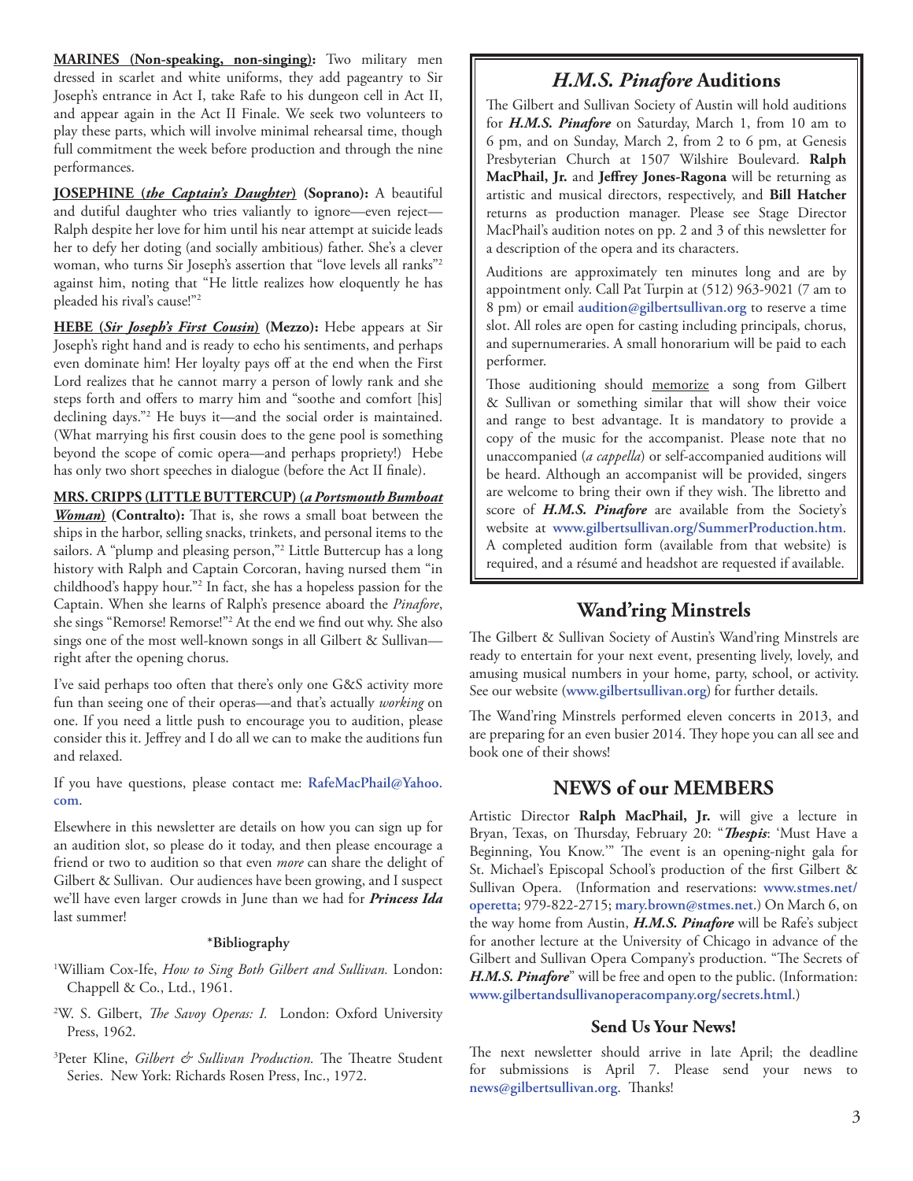**MARINES (Non-speaking, non-singing):** Two military men dressed in scarlet and white uniforms, they add pageantry to Sir Joseph's entrance in Act I, take Rafe to his dungeon cell in Act II, and appear again in the Act II Finale. We seek two volunteers to play these parts, which will involve minimal rehearsal time, though full commitment the week before production and through the nine performances.

**JOSEPHINE (*the Captain's Daughter*) (Soprano):** A beautiful and dutiful daughter who tries valiantly to ignore—even reject—Ralph despite her love for him until his near attempt at suicide leads her to defy her doting (and socially ambitious) father. She's a clever woman, who turns Sir Joseph's assertion that "love levels all ranks"[2] against him, noting that "He little realizes how eloquently he has pleaded his rival's cause!"[2]

**HEBE (*Sir Joseph's First Cousin*) (Mezzo):** Hebe appears at Sir Joseph's right hand and is ready to echo his sentiments, and perhaps even dominate him! Her loyalty pays off at the end when the First Lord realizes that he cannot marry a person of lowly rank and she steps forth and offers to marry him and "soothe and comfort [his] declining days."[2] He buys it—and the social order is maintained. (What marrying his first cousin does to the gene pool is something beyond the scope of comic opera—and perhaps propriety!) Hebe has only two short speeches in dialogue (before the Act II finale).

**MRS. CRIPPS (LITTLE BUTTERCUP) (*a Portsmouth Bumboat Woman*) (Contralto):** That is, she rows a small boat between the ships in the harbor, selling snacks, trinkets, and personal items to the sailors. A "plump and pleasing person,"[2] Little Buttercup has a long history with Ralph and Captain Corcoran, having nursed them "in childhood's happy hour."[2] In fact, she has a hopeless passion for the Captain. When she learns of Ralph's presence aboard the *Pinafore*, she sings "Remorse! Remorse!"[2] At the end we find out why. She also sings one of the most well-known songs in all Gilbert & Sullivan—right after the opening chorus.

I've said perhaps too often that there's only one G&S activity more fun than seeing one of their operas—and that's actually *working* on one. If you need a little push to encourage you to audition, please consider this it. Jeffrey and I do all we can to make the auditions fun and relaxed.

If you have questions, please contact me: RafeMacPhail@Yahoo.com.

Elsewhere in this newsletter are details on how you can sign up for an audition slot, so please do it today, and then please encourage a friend or two to audition so that even *more* can share the delight of Gilbert & Sullivan. Our audiences have been growing, and I suspect we'll have even larger crowds in June than we had for ***Princess Ida*** last summer!

**\*Bibliography**

[1]William Cox-Ife, *How to Sing Both Gilbert and Sullivan.* London: Chappell & Co., Ltd., 1961.

[2]W. S. Gilbert, *The Savoy Operas: I.* London: Oxford University Press, 1962.

[3]Peter Kline, *Gilbert & Sullivan Production.* The Theatre Student Series. New York: Richards Rosen Press, Inc., 1972.

## *H.M.S. Pinafore* Auditions

The Gilbert and Sullivan Society of Austin will hold auditions for ***H.M.S. Pinafore*** on Saturday, March 1, from 10 am to 6 pm, and on Sunday, March 2, from 2 to 6 pm, at Genesis Presbyterian Church at 1507 Wilshire Boulevard. **Ralph MacPhail, Jr.** and **Jeffrey Jones-Ragona** will be returning as artistic and musical directors, respectively, and **Bill Hatcher** returns as production manager. Please see Stage Director MacPhail's audition notes on pp. 2 and 3 of this newsletter for a description of the opera and its characters.

Auditions are approximately ten minutes long and are by appointment only. Call Pat Turpin at (512) 963-9021 (7 am to 8 pm) or email **audition@gilbertsullivan.org** to reserve a time slot. All roles are open for casting including principals, chorus, and supernumeraries. A small honorarium will be paid to each performer.

Those auditioning should memorize a song from Gilbert & Sullivan or something similar that will show their voice and range to best advantage. It is mandatory to provide a copy of the music for the accompanist. Please note that no unaccompanied (*a cappella*) or self-accompanied auditions will be heard. Although an accompanist will be provided, singers are welcome to bring their own if they wish. The libretto and score of ***H.M.S. Pinafore*** are available from the Society's website at **www.gilbertsullivan.org/SummerProduction.htm**. A completed audition form (available from that website) is required, and a résumé and headshot are requested if available.

## Wand'ring Minstrels

The Gilbert & Sullivan Society of Austin's Wand'ring Minstrels are ready to entertain for your next event, presenting lively, lovely, and amusing musical numbers in your home, party, school, or activity. See our website (**www.gilbertsullivan.org**) for further details.

The Wand'ring Minstrels performed eleven concerts in 2013, and are preparing for an even busier 2014. They hope you can all see and book one of their shows!

## NEWS of our MEMBERS

Artistic Director **Ralph MacPhail, Jr.** will give a lecture in Bryan, Texas, on Thursday, February 20: "***Thespis***: 'Must Have a Beginning, You Know.'" The event is an opening-night gala for St. Michael's Episcopal School's production of the first Gilbert & Sullivan Opera. (Information and reservations: **www.stmes.net/operetta**; 979-822-2715; **mary.brown@stmes.net**.) On March 6, on the way home from Austin, ***H.M.S. Pinafore*** will be Rafe's subject for another lecture at the University of Chicago in advance of the Gilbert and Sullivan Opera Company's production. "The Secrets of ***H.M.S. Pinafore***" will be free and open to the public. (Information: **www.gilbertandsullivanoperacompany.org/secrets.html**.)

### Send Us Your News!

The next newsletter should arrive in late April; the deadline for submissions is April 7. Please send your news to **news@gilbertsullivan.org**. Thanks!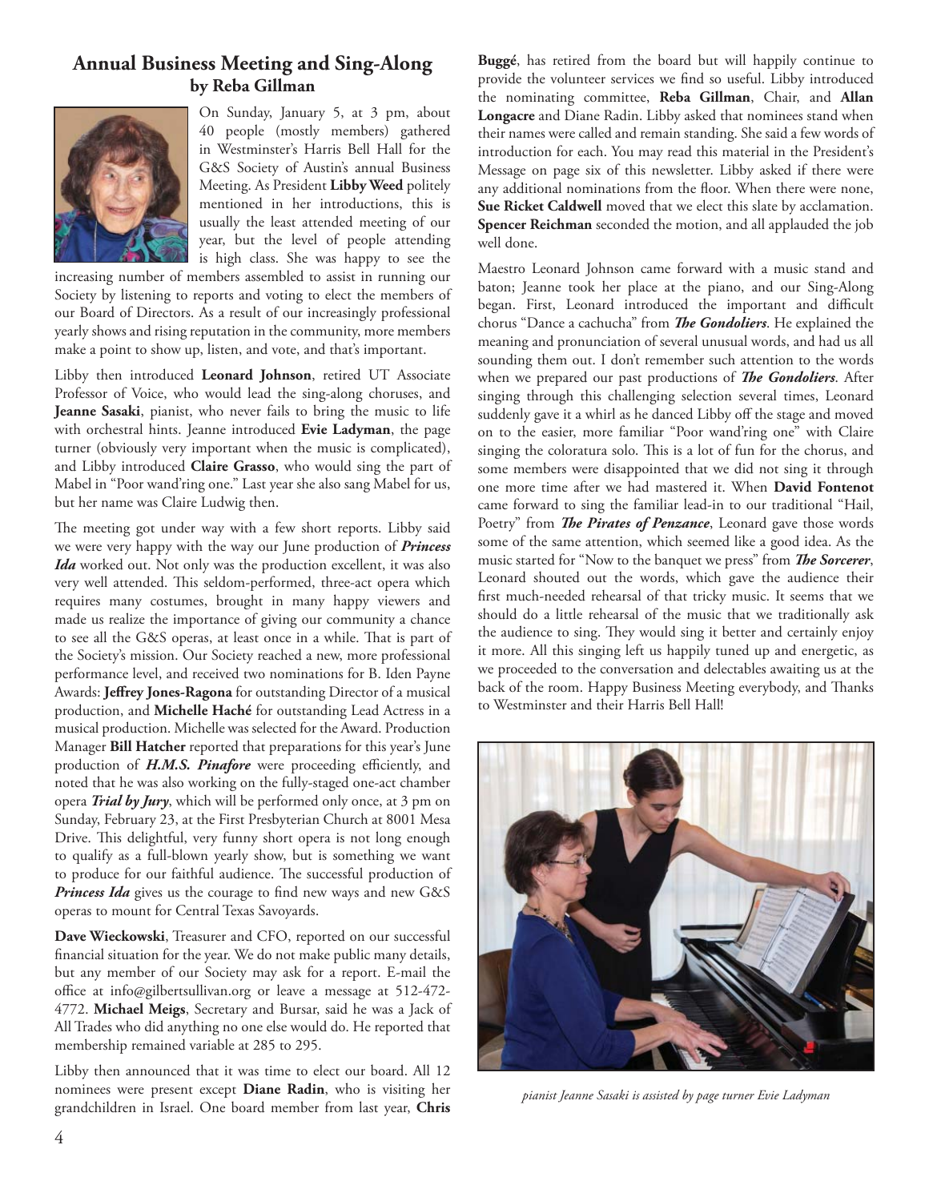## Annual Business Meeting and Sing-Along
### by Reba Gillman

On Sunday, January 5, at 3 pm, about 40 people (mostly members) gathered in Westminster's Harris Bell Hall for the G&S Society of Austin's annual Business Meeting. As President **Libby Weed** politely mentioned in her introductions, this is usually the least attended meeting of our year, but the level of people attending is high class. She was happy to see the increasing number of members assembled to assist in running our Society by listening to reports and voting to elect the members of our Board of Directors. As a result of our increasingly professional yearly shows and rising reputation in the community, more members make a point to show up, listen, and vote, and that's important.

Libby then introduced **Leonard Johnson**, retired UT Associate Professor of Voice, who would lead the sing-along choruses, and **Jeanne Sasaki**, pianist, who never fails to bring the music to life with orchestral hints. Jeanne introduced **Evie Ladyman**, the page turner (obviously very important when the music is complicated), and Libby introduced **Claire Grasso**, who would sing the part of Mabel in "Poor wand'ring one." Last year she also sang Mabel for us, but her name was Claire Ludwig then.

The meeting got under way with a few short reports. Libby said we were very happy with the way our June production of ***Princess Ida*** worked out. Not only was the production excellent, it was also very well attended. This seldom-performed, three-act opera which requires many costumes, brought in many happy viewers and made us realize the importance of giving our community a chance to see all the G&S operas, at least once in a while. That is part of the Society's mission. Our Society reached a new, more professional performance level, and received two nominations for B. Iden Payne Awards: **Jeffrey Jones-Ragona** for outstanding Director of a musical production, and **Michelle Haché** for outstanding Lead Actress in a musical production. Michelle was selected for the Award. Production Manager **Bill Hatcher** reported that preparations for this year's June production of ***H.M.S. Pinafore*** were proceeding efficiently, and noted that he was also working on the fully-staged one-act chamber opera ***Trial by Jury***, which will be performed only once, at 3 pm on Sunday, February 23, at the First Presbyterian Church at 8001 Mesa Drive. This delightful, very funny short opera is not long enough to qualify as a full-blown yearly show, but is something we want to produce for our faithful audience. The successful production of ***Princess Ida*** gives us the courage to find new ways and new G&S operas to mount for Central Texas Savoyards.

**Dave Wieckowski**, Treasurer and CFO, reported on our successful financial situation for the year. We do not make public many details, but any member of our Society may ask for a report. E-mail the office at info@gilbertsullivan.org or leave a message at 512-472-4772. **Michael Meigs**, Secretary and Bursar, said he was a Jack of All Trades who did anything no one else would do. He reported that membership remained variable at 285 to 295.

Libby then announced that it was time to elect our board. All 12 nominees were present except **Diane Radin**, who is visiting her grandchildren in Israel. One board member from last year, **Chris Buggé**, has retired from the board but will happily continue to provide the volunteer services we find so useful. Libby introduced the nominating committee, **Reba Gillman**, Chair, and **Allan Longacre** and Diane Radin. Libby asked that nominees stand when their names were called and remain standing. She said a few words of introduction for each. You may read this material in the President's Message on page six of this newsletter. Libby asked if there were any additional nominations from the floor. When there were none, **Sue Ricket Caldwell** moved that we elect this slate by acclamation. **Spencer Reichman** seconded the motion, and all applauded the job well done.

Maestro Leonard Johnson came forward with a music stand and baton; Jeanne took her place at the piano, and our Sing-Along began. First, Leonard introduced the important and difficult chorus "Dance a cachucha" from ***The Gondoliers***. He explained the meaning and pronunciation of several unusual words, and had us all sounding them out. I don't remember such attention to the words when we prepared our past productions of ***The Gondoliers***. After singing through this challenging selection several times, Leonard suddenly gave it a whirl as he danced Libby off the stage and moved on to the easier, more familiar "Poor wand'ring one" with Claire singing the coloratura solo. This is a lot of fun for the chorus, and some members were disappointed that we did not sing it through one more time after we had mastered it. When **David Fontenot** came forward to sing the familiar lead-in to our traditional "Hail, Poetry" from ***The Pirates of Penzance***, Leonard gave those words some of the same attention, which seemed like a good idea. As the music started for "Now to the banquet we press" from ***The Sorcerer***, Leonard shouted out the words, which gave the audience their first much-needed rehearsal of that tricky music. It seems that we should do a little rehearsal of the music that we traditionally ask the audience to sing. They would sing it better and certainly enjoy it more. All this singing left us happily tuned up and energetic, as we proceeded to the conversation and delectables awaiting us at the back of the room. Happy Business Meeting everybody, and Thanks to Westminster and their Harris Bell Hall!

*pianist Jeanne Sasaki is assisted by page turner Evie Ladyman*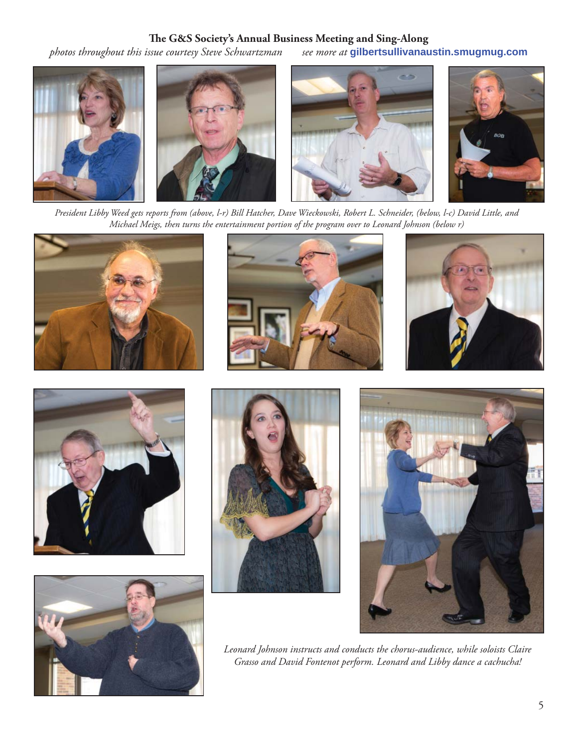## The G&S Society's Annual Business Meeting and Sing-Along

*photos throughout this issue courtesy Steve Schwartzman* *see more at* **gilbertsullivanaustin.smugmug.com**

*President Libby Weed gets reports from (above, l-r) Bill Hatcher, Dave Wieckowski, Robert L. Schneider, (below, l-c) David Little, and Michael Meigs, then turns the entertainment portion of the program over to Leonard Johnson (below r)*

*Leonard Johnson instructs and conducts the chorus-audience, while soloists Claire Grasso and David Fontenot perform. Leonard and Libby dance a cachucha!*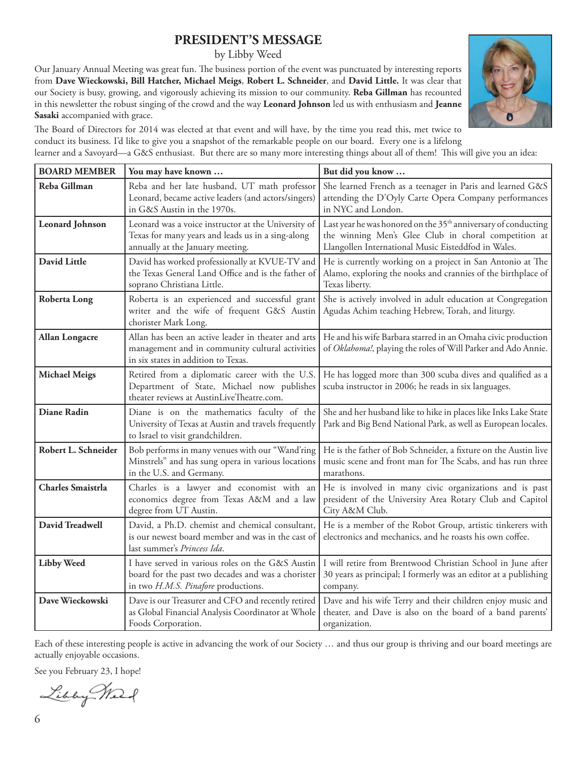## PRESIDENT'S MESSAGE

by Libby Weed

Our January Annual Meeting was great fun. The business portion of the event was punctuated by interesting reports from **Dave Wieckowski, Bill Hatcher, Michael Meigs**, **Robert L. Schneider**, and **David Little.** It was clear that our Society is busy, growing, and vigorously achieving its mission to our community. **Reba Gillman** has recounted in this newsletter the robust singing of the crowd and the way **Leonard Johnson** led us with enthusiasm and **Jeanne Sasaki** accompanied with grace.

The Board of Directors for 2014 was elected at that event and will have, by the time you read this, met twice to conduct its business. I'd like to give you a snapshot of the remarkable people on our board. Every one is a lifelong learner and a Savoyard—a G&S enthusiast. But there are so many more interesting things about all of them! This will give you an idea:

| BOARD MEMBER | You may have known … | But did you know … |
|---|---|---|
| **Reba Gillman** | Reba and her late husband, UT math professor Leonard, became active leaders (and actors/singers) in G&S Austin in the 1970s. | She learned French as a teenager in Paris and learned G&S attending the D'Oyly Carte Opera Company performances in NYC and London. |
| **Leonard Johnson** | Leonard was a voice instructor at the University of Texas for many years and leads us in a sing-along annually at the January meeting. | Last year he was honored on the 35th anniversary of conducting the winning Men's Glee Club in choral competition at Llangollen International Music Eisteddfod in Wales. |
| **David Little** | David has worked professionally at KVUE-TV and the Texas General Land Office and is the father of soprano Christiana Little. | He is currently working on a project in San Antonio at The Alamo, exploring the nooks and crannies of the birthplace of Texas liberty. |
| **Roberta Long** | Roberta is an experienced and successful grant writer and the wife of frequent G&S Austin chorister Mark Long. | She is actively involved in adult education at Congregation Agudas Achim teaching Hebrew, Torah, and liturgy. |
| **Allan Longacre** | Allan has been an active leader in theater and arts management and in community cultural activities in six states in addition to Texas. | He and his wife Barbara starred in an Omaha civic production of *Oklahoma!*, playing the roles of Will Parker and Ado Annie. |
| **Michael Meigs** | Retired from a diplomatic career with the U.S. Department of State, Michael now publishes theater reviews at AustinLiveTheatre.com. | He has logged more than 300 scuba dives and qualified as a scuba instructor in 2006; he reads in six languages. |
| **Diane Radin** | Diane is on the mathematics faculty of the University of Texas at Austin and travels frequently to Israel to visit grandchildren. | She and her husband like to hike in places like Inks Lake State Park and Big Bend National Park, as well as European locales. |
| **Robert L. Schneider** | Bob performs in many venues with our "Wand'ring Minstrels" and has sung opera in various locations in the U.S. and Germany. | He is the father of Bob Schneider, a fixture on the Austin live music scene and front man for The Scabs, and has run three marathons. |
| **Charles Smaistrla** | Charles is a lawyer and economist with an economics degree from Texas A&M and a law degree from UT Austin. | He is involved in many civic organizations and is past president of the University Area Rotary Club and Capitol City A&M Club. |
| **David Treadwell** | David, a Ph.D. chemist and chemical consultant, is our newest board member and was in the cast of last summer's *Princess Ida*. | He is a member of the Robot Group, artistic tinkerers with electronics and mechanics, and he roasts his own coffee. |
| **Libby Weed** | I have served in various roles on the G&S Austin board for the past two decades and was a chorister in two *H.M.S. Pinafore* productions. | I will retire from Brentwood Christian School in June after 30 years as principal; I formerly was an editor at a publishing company. |
| **Dave Wieckowski** | Dave is our Treasurer and CFO and recently retired as Global Financial Analysis Coordinator at Whole Foods Corporation. | Dave and his wife Terry and their children enjoy music and theater, and Dave is also on the board of a band parents' organization. |

Each of these interesting people is active in advancing the work of our Society … and thus our group is thriving and our board meetings are actually enjoyable occasions.

See you February 23, I hope!

Libby Weed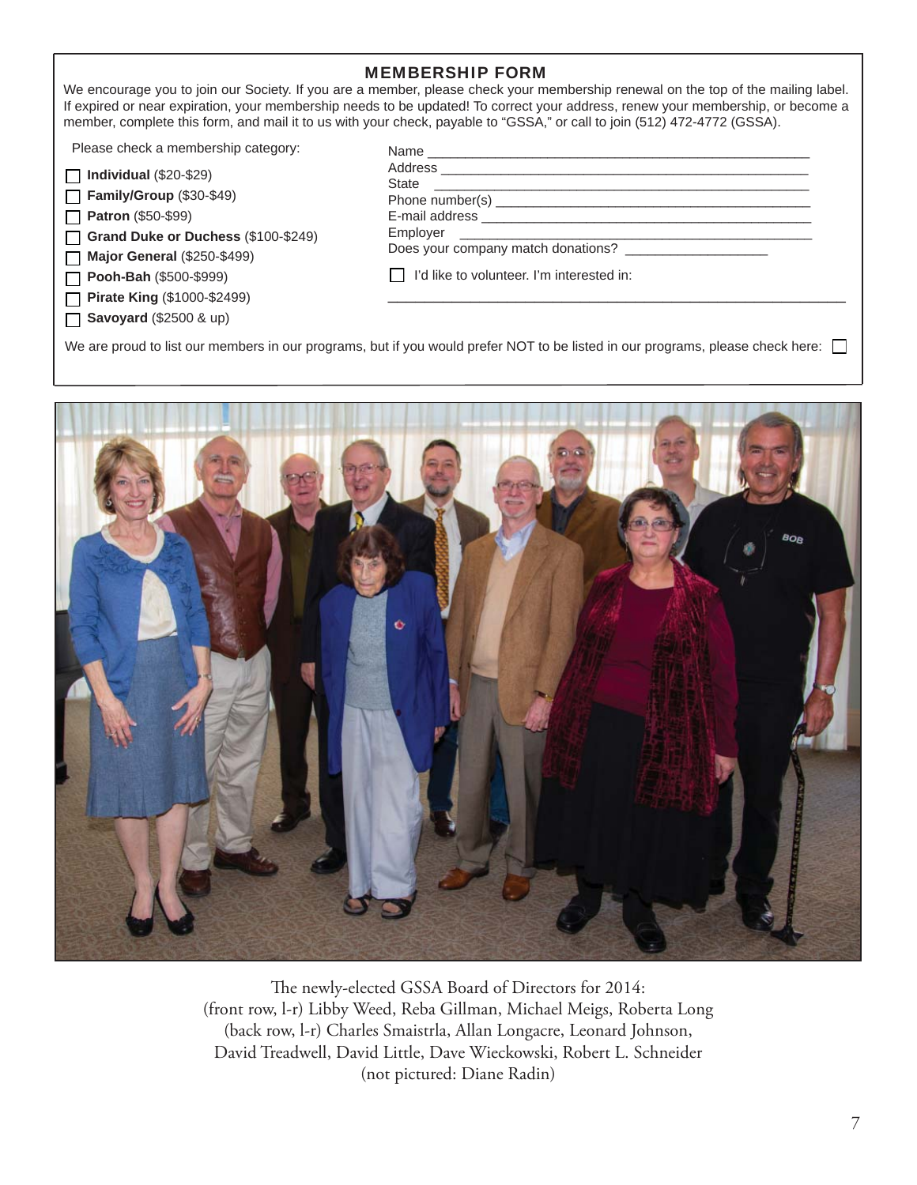## MEMBERSHIP FORM

We encourage you to join our Society. If you are a member, please check your membership renewal on the top of the mailing label. If expired or near expiration, your membership needs to be updated! To correct your address, renew your membership, or become a member, complete this form, and mail it to us with your check, payable to "GSSA," or call to join (512) 472-4772 (GSSA).

Please check a membership category:

- ☐ **Individual** ($20-$29)
- ☐ **Family/Group** ($30-$49)
- ☐ **Patron** ($50-$99)
- ☐ **Grand Duke or Duchess** ($100-$249)
- ☐ **Major General** ($250-$499)
- ☐ **Pooh-Bah** ($500-$999)
- ☐ **Pirate King** ($1000-$2499)
- ☐ **Savoyard** ($2500 & up)

Name ______________________________________________

Address ____________________________________________

State ______________________________________________

Phone number(s) _____________________________________

E-mail address _______________________________________

Employer ___________________________________________

Does your company match donations? ________________

☐ I'd like to volunteer. I'm interested in:

_____________________________________________________

We are proud to list our members in our programs, but if you would prefer NOT to be listed in our programs, please check here: ☐

The newly-elected GSSA Board of Directors for 2014:
(front row, l-r) Libby Weed, Reba Gillman, Michael Meigs, Roberta Long
(back row, l-r) Charles Smaistrla, Allan Longacre, Leonard Johnson,
David Treadwell, David Little, Dave Wieckowski, Robert L. Schneider
(not pictured: Diane Radin)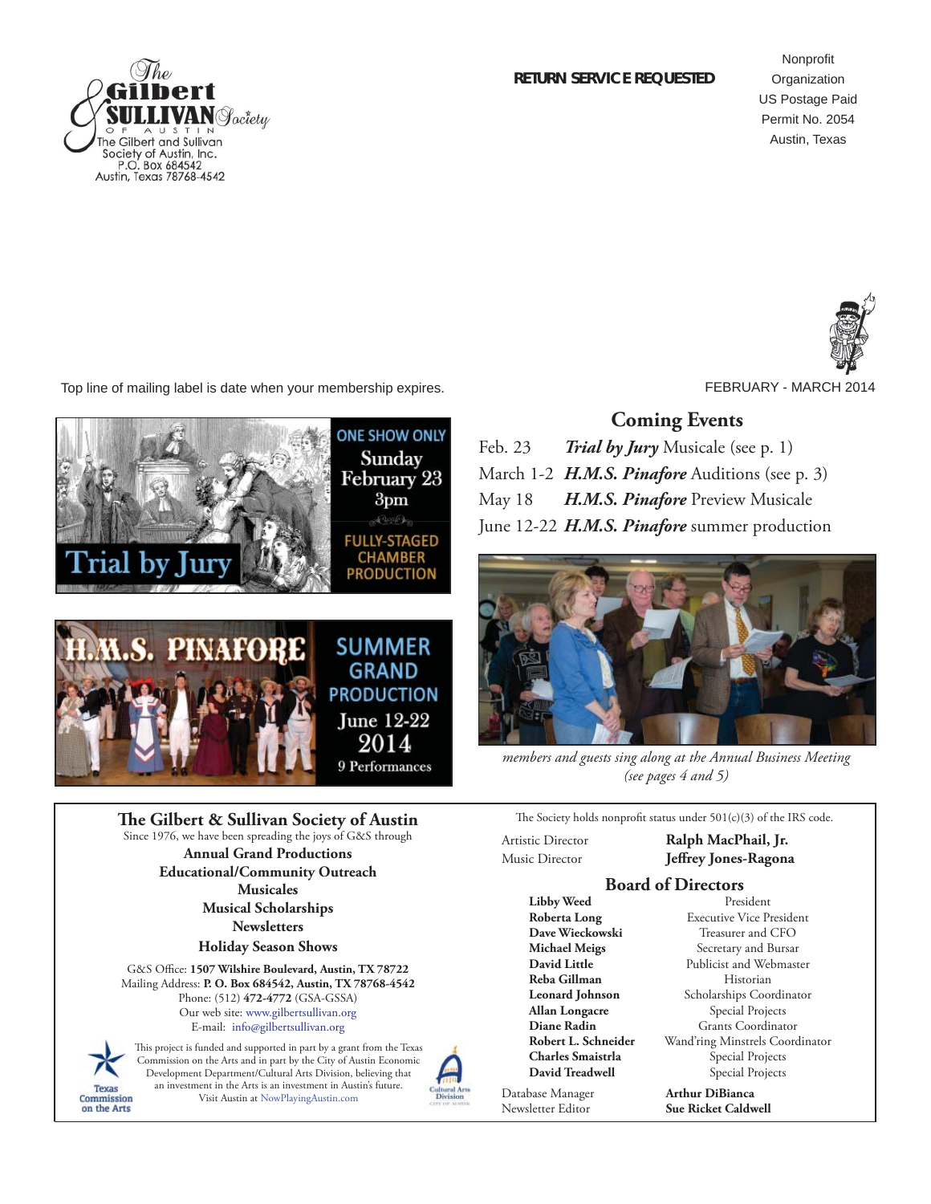The Gilbert & SULLIVAN Society OF AUSTIN

The Gilbert and Sullivan Society of Austin, Inc.
P.O. Box 684542
Austin, Texas 78768-4542

**RETURN SERVICE REQUESTED**

Nonprofit Organization
US Postage Paid
Permit No. 2054
Austin, Texas

Top line of mailing label is date when your membership expires.

FEBRUARY - MARCH 2014

Trial by Jury

ONE SHOW ONLY
Sunday February 23
3pm
FULLY-STAGED CHAMBER PRODUCTION

H.M.S. PINAFORE

SUMMER GRAND PRODUCTION
June 12-22
2014
9 Performances

## Coming Events

| | |
|---|---|
| Feb. 23 | ***Trial by Jury*** Musicale (see p. 1) |
| March 1-2 | ***H.M.S. Pinafore*** Auditions (see p. 3) |
| May 18 | ***H.M.S. Pinafore*** Preview Musicale |
| June 12-22 | ***H.M.S. Pinafore*** summer production |

*members and guests sing along at the Annual Business Meeting (see pages 4 and 5)*

## The Gilbert & Sullivan Society of Austin

Since 1976, we have been spreading the joys of G&S through

**Annual Grand Productions**
**Educational/Community Outreach**
**Musicales**
**Musical Scholarships**
**Newsletters**
**Holiday Season Shows**

G&S Office: **1507 Wilshire Boulevard, Austin, TX 78722**
Mailing Address: **P. O. Box 684542, Austin, TX 78768-4542**
Phone: (512) **472-4772** (GSA-GSSA)
Our web site: www.gilbertsullivan.org
E-mail: info@gilbertsullivan.org

This project is funded and supported in part by a grant from the Texas Commission on the Arts and in part by the City of Austin Economic Development Department/Cultural Arts Division, believing that an investment in the Arts is an investment in Austin's future. Visit Austin at NowPlayingAustin.com

Texas Commission on the Arts

Cultural Arts Division

The Society holds nonprofit status under 501(c)(3) of the IRS code.

| | |
|---|---|
| Artistic Director | **Ralph MacPhail, Jr.** |
| Music Director | **Jeffrey Jones-Ragona** |

### Board of Directors

| | |
|---|---|
| **Libby Weed** | President |
| **Roberta Long** | Executive Vice President |
| **Dave Wieckowski** | Treasurer and CFO |
| **Michael Meigs** | Secretary and Bursar |
| **David Little** | Publicist and Webmaster |
| **Reba Gillman** | Historian |
| **Leonard Johnson** | Scholarships Coordinator |
| **Allan Longacre** | Special Projects |
| **Diane Radin** | Grants Coordinator |
| **Robert L. Schneider** | Wand'ring Minstrels Coordinator |
| **Charles Smaistrla** | Special Projects |
| **David Treadwell** | Special Projects |

| | |
|---|---|
| Database Manager | **Arthur DiBianca** |
| Newsletter Editor | **Sue Ricket Caldwell** |